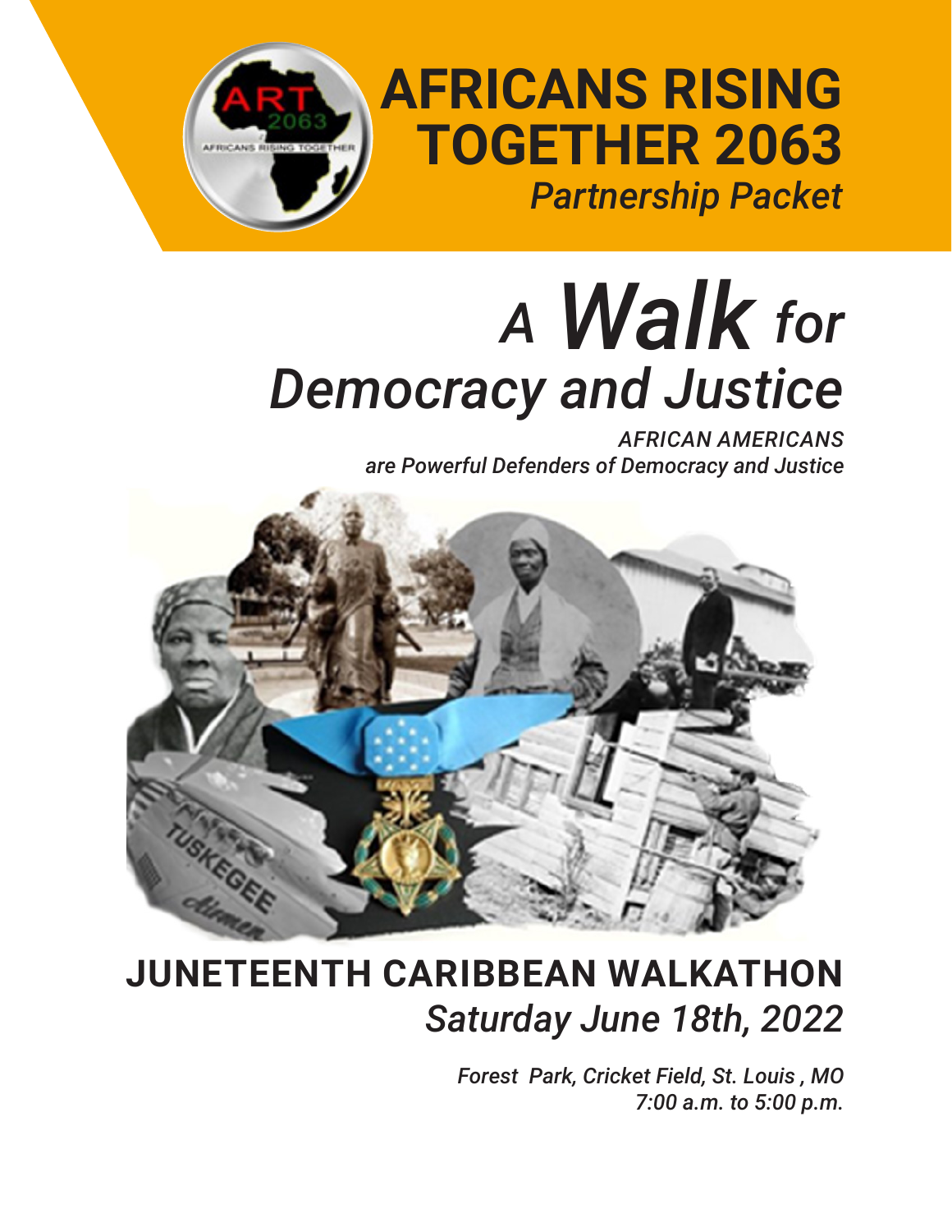# AFRICANS RISING TOGETHER 2063

*Partnership Packet*

# *A Walk for Democracy and Justice*

***AFRICAN AMERICANS are Powerful Defenders of Democracy and Justice***

## JUNETEENTH CARIBBEAN WALKATHON

## *Saturday June 18th, 2022*

*Forest Park, Cricket Field, St. Louis , MO*
*7:00 a.m. to 5:00 p.m.*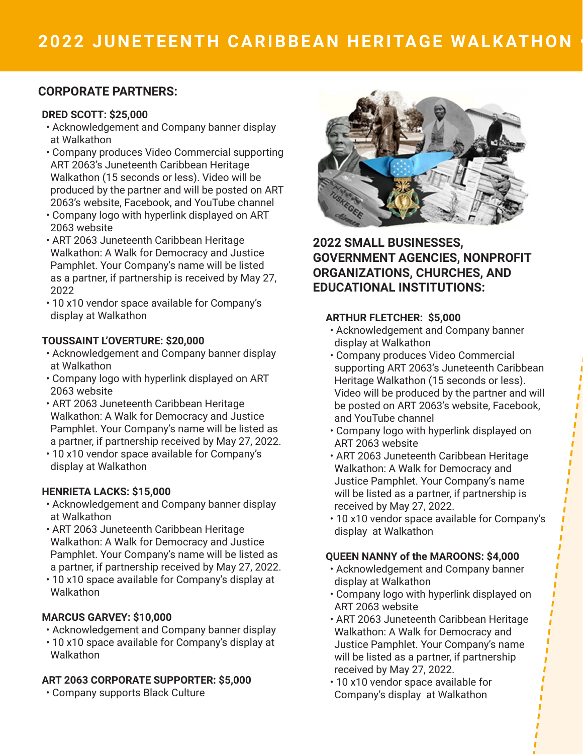# 2022 JUNETEENTH CARIBBEAN HERITAGE WALKATHON

## CORPORATE PARTNERS:

**DRED SCOTT: $25,000**

- Acknowledgement and Company banner display at Walkathon
- Company produces Video Commercial supporting ART 2063's Juneteenth Caribbean Heritage Walkathon (15 seconds or less). Video will be produced by the partner and will be posted on ART 2063's website, Facebook, and YouTube channel
- Company logo with hyperlink displayed on ART 2063 website
- ART 2063 Juneteenth Caribbean Heritage Walkathon: A Walk for Democracy and Justice Pamphlet. Your Company's name will be listed as a partner, if partnership is received by May 27, 2022
- 10 x10 vendor space available for Company's display at Walkathon

**TOUSSAINT L'OVERTURE: $20,000**

- Acknowledgement and Company banner display at Walkathon
- Company logo with hyperlink displayed on ART 2063 website
- ART 2063 Juneteenth Caribbean Heritage Walkathon: A Walk for Democracy and Justice Pamphlet. Your Company's name will be listed as a partner, if partnership received by May 27, 2022.
- 10 x10 vendor space available for Company's display at Walkathon

**HENRIETA LACKS: $15,000**

- Acknowledgement and Company banner display at Walkathon
- ART 2063 Juneteenth Caribbean Heritage Walkathon: A Walk for Democracy and Justice Pamphlet. Your Company's name will be listed as a partner, if partnership received by May 27, 2022.
- 10 x10 space available for Company's display at Walkathon

**MARCUS GARVEY: $10,000**

- Acknowledgement and Company banner display
- 10 x10 space available for Company's display at Walkathon

**ART 2063 CORPORATE SUPPORTER: $5,000**

- Company supports Black Culture

## 2022 SMALL BUSINESSES, GOVERNMENT AGENCIES, NONPROFIT ORGANIZATIONS, CHURCHES, AND EDUCATIONAL INSTITUTIONS:

**ARTHUR FLETCHER: $5,000**

- Acknowledgement and Company banner display at Walkathon
- Company produces Video Commercial supporting ART 2063's Juneteenth Caribbean Heritage Walkathon (15 seconds or less). Video will be produced by the partner and will be posted on ART 2063's website, Facebook, and YouTube channel
- Company logo with hyperlink displayed on ART 2063 website
- ART 2063 Juneteenth Caribbean Heritage Walkathon: A Walk for Democracy and Justice Pamphlet. Your Company's name will be listed as a partner, if partnership is received by May 27, 2022.
- 10 x10 vendor space available for Company's display at Walkathon

**QUEEN NANNY of the MAROONS: $4,000**

- Acknowledgement and Company banner display at Walkathon
- Company logo with hyperlink displayed on ART 2063 website
- ART 2063 Juneteenth Caribbean Heritage Walkathon: A Walk for Democracy and Justice Pamphlet. Your Company's name will be listed as a partner, if partnership received by May 27, 2022.
- 10 x10 vendor space available for Company's display at Walkathon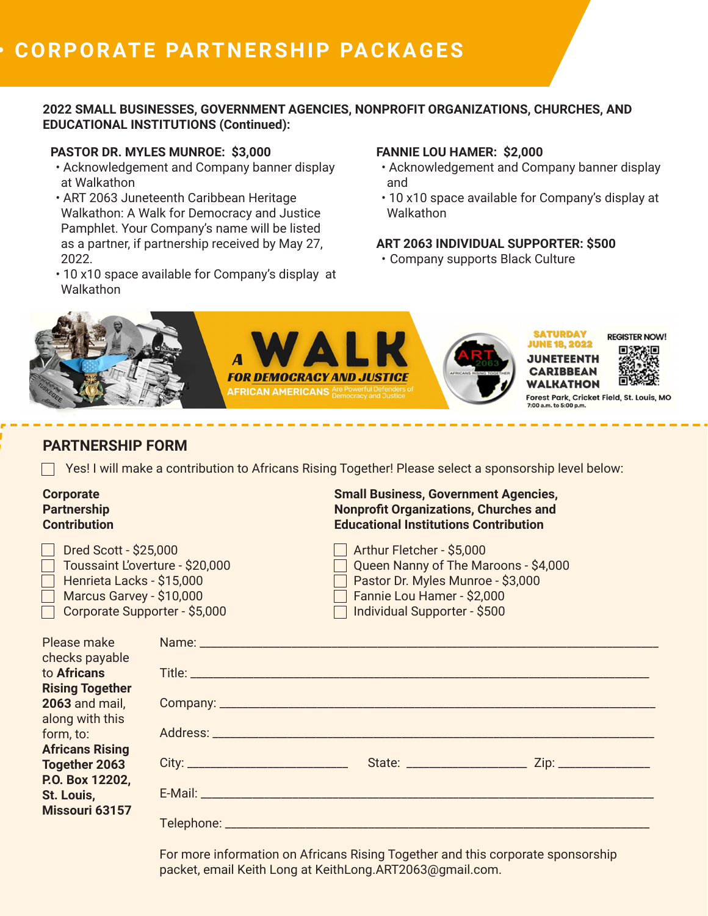# CORPORATE PARTNERSHIP PACKAGES

**2022 SMALL BUSINESSES, GOVERNMENT AGENCIES, NONPROFIT ORGANIZATIONS, CHURCHES, AND EDUCATIONAL INSTITUTIONS (Continued):**

**PASTOR DR. MYLES MUNROE: $3,000**

- Acknowledgement and Company banner display at Walkathon
- ART 2063 Juneteenth Caribbean Heritage Walkathon: A Walk for Democracy and Justice Pamphlet. Your Company's name will be listed as a partner, if partnership received by May 27, 2022.
- 10 x10 space available for Company's display at Walkathon

**FANNIE LOU HAMER: $2,000**

- Acknowledgement and Company banner display and
- 10 x10 space available for Company's display at Walkathon

**ART 2063 INDIVIDUAL SUPPORTER: $500**

- Company supports Black Culture

A WALK FOR DEMOCRACY AND JUSTICE
AFRICAN AMERICANS Are Powerful Defenders of Democracy and Justice

SATURDAY JUNE 18, 2022
JUNETEENTH CARIBBEAN WALKATHON
REGISTER NOW!
Forest Park, Cricket Field, St. Louis, MO
7:00 a.m. to 5:00 p.m.

## PARTNERSHIP FORM

☐ Yes! I will make a contribution to Africans Rising Together! Please select a sponsorship level below:

**Corporate Partnership Contribution**

- ☐ Dred Scott - $25,000
- ☐ Toussaint L'overture - $20,000
- ☐ Henrieta Lacks - $15,000
- ☐ Marcus Garvey - $10,000
- ☐ Corporate Supporter - $5,000

**Small Business, Government Agencies, Nonprofit Organizations, Churches and Educational Institutions Contribution**

- ☐ Arthur Fletcher - $5,000
- ☐ Queen Nanny of The Maroons - $4,000
- ☐ Pastor Dr. Myles Munroe - $3,000
- ☐ Fannie Lou Hamer - $2,000
- ☐ Individual Supporter - $500

Please make checks payable to **Africans Rising Together 2063** and mail, along with this form, to:
**Africans Rising Together 2063
P.O. Box 12202,
St. Louis,
Missouri 63157**

Name: ____________________

Title: ____________________

Company: ____________________

Address: ____________________

City: ____________________ State: ____________________ Zip: ____________________

E-Mail: ____________________

Telephone: ____________________

For more information on Africans Rising Together and this corporate sponsorship packet, email Keith Long at KeithLong.ART2063@gmail.com.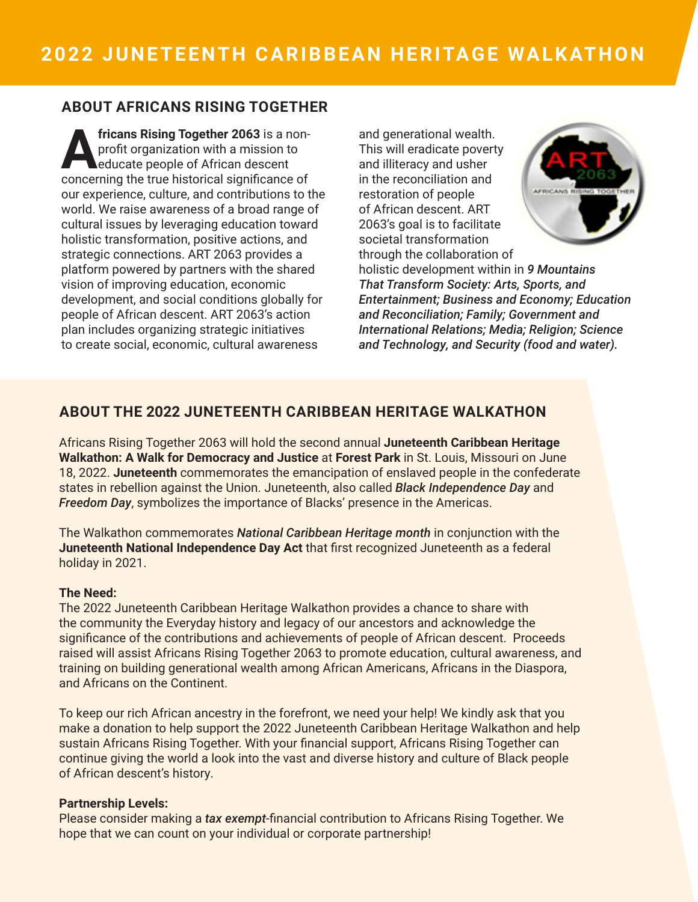# 2022 JUNETEENTH CARIBBEAN HERITAGE WALKATHON

## ABOUT AFRICANS RISING TOGETHER

**Africans Rising Together 2063** is a non-profit organization with a mission to educate people of African descent concerning the true historical significance of our experience, culture, and contributions to the world. We raise awareness of a broad range of cultural issues by leveraging education toward holistic transformation, positive actions, and strategic connections. ART 2063 provides a platform powered by partners with the shared vision of improving education, economic development, and social conditions globally for people of African descent. ART 2063's action plan includes organizing strategic initiatives to create social, economic, cultural awareness and generational wealth. This will eradicate poverty and illiteracy and usher in the reconciliation and restoration of people of African descent. ART 2063's goal is to facilitate societal transformation through the collaboration of holistic development within in ***9 Mountains That Transform Society: Arts, Sports, and Entertainment; Business and Economy; Education and Reconciliation; Family; Government and International Relations; Media; Religion; Science and Technology, and Security (food and water).***

## ABOUT THE 2022 JUNETEENTH CARIBBEAN HERITAGE WALKATHON

Africans Rising Together 2063 will hold the second annual **Juneteenth Caribbean Heritage Walkathon: A Walk for Democracy and Justice** at **Forest Park** in St. Louis, Missouri on June 18, 2022. **Juneteenth** commemorates the emancipation of enslaved people in the confederate states in rebellion against the Union. Juneteenth, also called ***Black Independence Day*** and ***Freedom Day***, symbolizes the importance of Blacks' presence in the Americas.

The Walkathon commemorates ***National Caribbean Heritage month*** in conjunction with the **Juneteenth National Independence Day Act** that first recognized Juneteenth as a federal holiday in 2021.

**The Need:**
The 2022 Juneteenth Caribbean Heritage Walkathon provides a chance to share with the community the Everyday history and legacy of our ancestors and acknowledge the significance of the contributions and achievements of people of African descent. Proceeds raised will assist Africans Rising Together 2063 to promote education, cultural awareness, and training on building generational wealth among African Americans, Africans in the Diaspora, and Africans on the Continent.

To keep our rich African ancestry in the forefront, we need your help! We kindly ask that you make a donation to help support the 2022 Juneteenth Caribbean Heritage Walkathon and help sustain Africans Rising Together. With your financial support, Africans Rising Together can continue giving the world a look into the vast and diverse history and culture of Black people of African descent's history.

**Partnership Levels:**
Please consider making a ***tax exempt***-financial contribution to Africans Rising Together. We hope that we can count on your individual or corporate partnership!